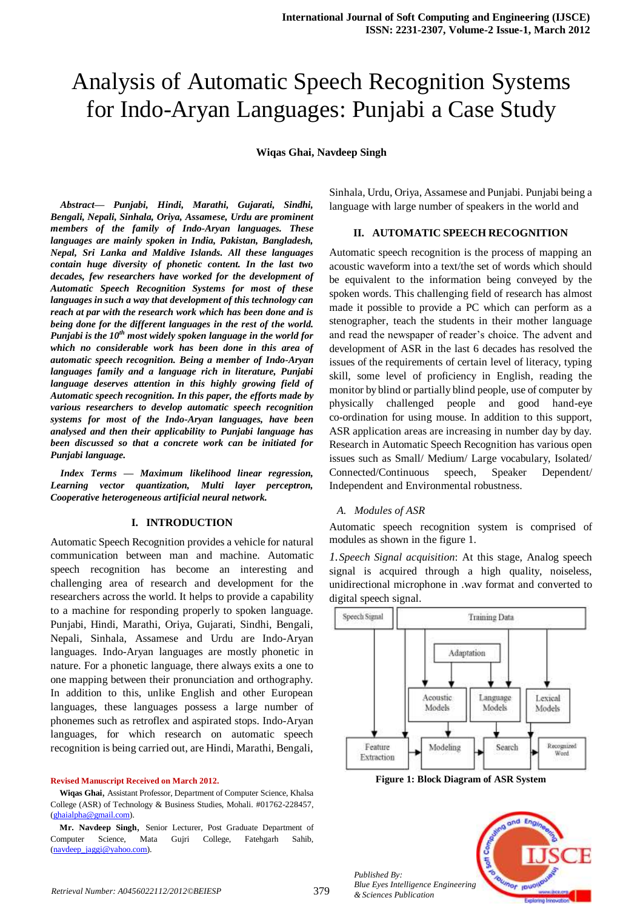# Analysis of Automatic Speech Recognition Systems for Indo-Aryan Languages: Punjabi a Case Study

**Wiqas Ghai, Navdeep Singh**

***Abstract*— Punjabi, Hindi, Marathi, Gujarati, Sindhi, Bengali, Nepali, Sinhala, Oriya, Assamese, Urdu are prominent members of the family of Indo-Aryan languages. These languages are mainly spoken in India, Pakistan, Bangladesh, Nepal, Sri Lanka and Maldive Islands. All these languages contain huge diversity of phonetic content. In the last two decades, few researchers have worked for the development of Automatic Speech Recognition Systems for most of these languages in such a way that development of this technology can reach at par with the research work which has been done and is being done for the different languages in the rest of the world. Punjabi is the 10th most widely spoken language in the world for which no considerable work has been done in this area of automatic speech recognition. Being a member of Indo-Aryan languages family and a language rich in literature, Punjabi language deserves attention in this highly growing field of Automatic speech recognition. In this paper, the efforts made by various researchers to develop automatic speech recognition systems for most of the Indo-Aryan languages, have been analysed and then their applicability to Punjabi language has been discussed so that a concrete work can be initiated for Punjabi language.**

***Index Terms* — Maximum likelihood linear regression, Learning vector quantization, Multi layer perceptron, Cooperative heterogeneous artificial neural network.**

## I. INTRODUCTION

Automatic Speech Recognition provides a vehicle for natural communication between man and machine. Automatic speech recognition has become an interesting and challenging area of research and development for the researchers across the world. It helps to provide a capability to a machine for responding properly to spoken language. Punjabi, Hindi, Marathi, Oriya, Gujarati, Sindhi, Bengali, Nepali, Sinhala, Assamese and Urdu are Indo-Aryan languages. Indo-Aryan languages are mostly phonetic in nature. For a phonetic language, there always exits a one to one mapping between their pronunciation and orthography. In addition to this, unlike English and other European languages, these languages possess a large number of phonemes such as retroflex and aspirated stops. Indo-Aryan languages, for which research on automatic speech recognition is being carried out, are Hindi, Marathi, Bengali, Sinhala, Urdu, Oriya, Assamese and Punjabi. Punjabi being a language with large number of speakers in the world and

**Revised Manuscript Received on March 2012.**

**Wiqas Ghai,** Assistant Professor, Department of Computer Science, Khalsa College (ASR) of Technology & Business Studies, Mohali. #01762-228457, (ghaialpha@gmail.com).

**Mr. Navdeep Singh,** Senior Lecturer, Post Graduate Department of Computer Science, Mata Gujri College, Fatehgarh Sahib, (navdeep_jaggi@yahoo.com).

## II. AUTOMATIC SPEECH RECOGNITION

Automatic speech recognition is the process of mapping an acoustic waveform into a text/the set of words which should be equivalent to the information being conveyed by the spoken words. This challenging field of research has almost made it possible to provide a PC which can perform as a stenographer, teach the students in their mother language and read the newspaper of reader's choice. The advent and development of ASR in the last 6 decades has resolved the issues of the requirements of certain level of literacy, typing skill, some level of proficiency in English, reading the monitor by blind or partially blind people, use of computer by physically challenged people and good hand-eye co-ordination for using mouse. In addition to this support, ASR application areas are increasing in number day by day. Research in Automatic Speech Recognition has various open issues such as Small/ Medium/ Large vocabulary, Isolated/ Connected/Continuous speech, Speaker Dependent/ Independent and Environmental robustness.

### *A. Modules of ASR*

Automatic speech recognition system is comprised of modules as shown in the figure 1.

*1. Speech Signal acquisition*: At this stage, Analog speech signal is acquired through a high quality, noiseless, unidirectional microphone in .wav format and converted to digital speech signal.

**Figure 1: Block Diagram of ASR System**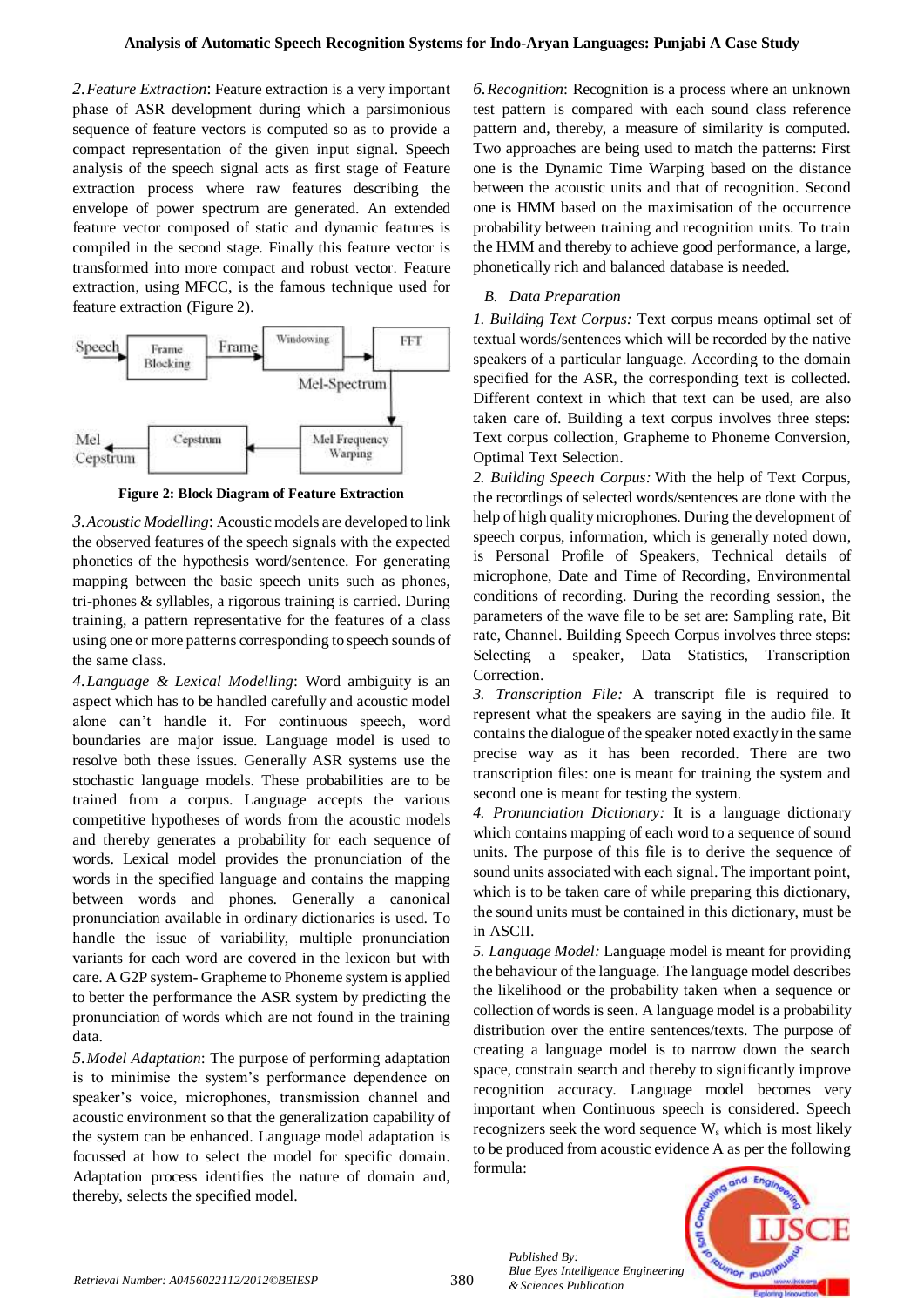*2. Feature Extraction*: Feature extraction is a very important phase of ASR development during which a parsimonious sequence of feature vectors is computed so as to provide a compact representation of the given input signal. Speech analysis of the speech signal acts as first stage of Feature extraction process where raw features describing the envelope of power spectrum are generated. An extended feature vector composed of static and dynamic features is compiled in the second stage. Finally this feature vector is transformed into more compact and robust vector. Feature extraction, using MFCC, is the famous technique used for feature extraction (Figure 2).

Speech → Frame Blocking → Frame → Windowing → FFT → Mel-Spectrum → Mel Frequency Warping → Cepstrum → Mel Cepstrum

**Figure 2: Block Diagram of Feature Extraction**

*3. Acoustic Modelling*: Acoustic models are developed to link the observed features of the speech signals with the expected phonetics of the hypothesis word/sentence. For generating mapping between the basic speech units such as phones, tri-phones & syllables, a rigorous training is carried. During training, a pattern representative for the features of a class using one or more patterns corresponding to speech sounds of the same class.

*4. Language & Lexical Modelling*: Word ambiguity is an aspect which has to be handled carefully and acoustic model alone can't handle it. For continuous speech, word boundaries are major issue. Language model is used to resolve both these issues. Generally ASR systems use the stochastic language models. These probabilities are to be trained from a corpus. Language accepts the various competitive hypotheses of words from the acoustic models and thereby generates a probability for each sequence of words. Lexical model provides the pronunciation of the words in the specified language and contains the mapping between words and phones. Generally a canonical pronunciation available in ordinary dictionaries is used. To handle the issue of variability, multiple pronunciation variants for each word are covered in the lexicon but with care. A G2P system- Grapheme to Phoneme system is applied to better the performance the ASR system by predicting the pronunciation of words which are not found in the training data.

*5. Model Adaptation*: The purpose of performing adaptation is to minimise the system's performance dependence on speaker's voice, microphones, transmission channel and acoustic environment so that the generalization capability of the system can be enhanced. Language model adaptation is focussed at how to select the model for specific domain. Adaptation process identifies the nature of domain and, thereby, selects the specified model.

*6. Recognition*: Recognition is a process where an unknown test pattern is compared with each sound class reference pattern and, thereby, a measure of similarity is computed. Two approaches are being used to match the patterns: First one is the Dynamic Time Warping based on the distance between the acoustic units and that of recognition. Second one is HMM based on the maximisation of the occurrence probability between training and recognition units. To train the HMM and thereby to achieve good performance, a large, phonetically rich and balanced database is needed.

### *B. Data Preparation*

*1. Building Text Corpus:* Text corpus means optimal set of textual words/sentences which will be recorded by the native speakers of a particular language. According to the domain specified for the ASR, the corresponding text is collected. Different context in which that text can be used, are also taken care of. Building a text corpus involves three steps: Text corpus collection, Grapheme to Phoneme Conversion, Optimal Text Selection.

*2. Building Speech Corpus:* With the help of Text Corpus, the recordings of selected words/sentences are done with the help of high quality microphones. During the development of speech corpus, information, which is generally noted down, is Personal Profile of Speakers, Technical details of microphone, Date and Time of Recording, Environmental conditions of recording. During the recording session, the parameters of the wave file to be set are: Sampling rate, Bit rate, Channel. Building Speech Corpus involves three steps: Selecting a speaker, Data Statistics, Transcription Correction.

*3. Transcription File:* A transcript file is required to represent what the speakers are saying in the audio file. It contains the dialogue of the speaker noted exactly in the same precise way as it has been recorded. There are two transcription files: one is meant for training the system and second one is meant for testing the system.

*4. Pronunciation Dictionary:* It is a language dictionary which contains mapping of each word to a sequence of sound units. The purpose of this file is to derive the sequence of sound units associated with each signal. The important point, which is to be taken care of while preparing this dictionary, the sound units must be contained in this dictionary, must be in ASCII.

*5. Language Model:* Language model is meant for providing the behaviour of the language. The language model describes the likelihood or the probability taken when a sequence or collection of words is seen. A language model is a probability distribution over the entire sentences/texts. The purpose of creating a language model is to narrow down the search space, constrain search and thereby to significantly improve recognition accuracy. Language model becomes very important when Continuous speech is considered. Speech recognizers seek the word sequence $W_s$ which is most likely to be produced from acoustic evidence A as per the following formula: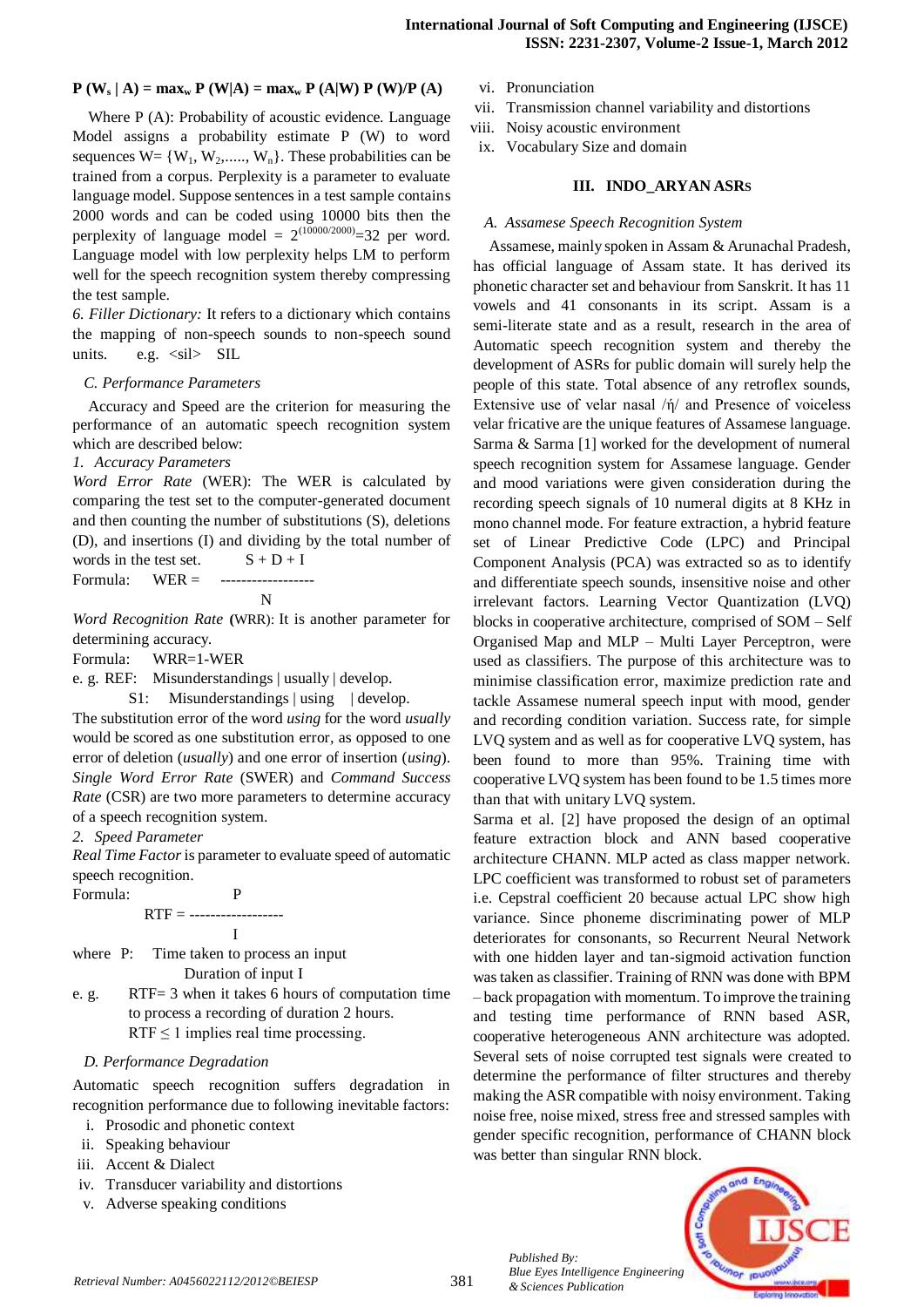$$P(W_s \mid A) = \max_w P(W|A) = \max_w P(A|W)\, P(W)/P(A)$$

Where P (A): Probability of acoustic evidence. Language Model assigns a probability estimate P (W) to word sequences $W= \{W_1, W_2, \ldots, W_n\}$. These probabilities can be trained from a corpus. Perplexity is a parameter to evaluate language model. Suppose sentences in a test sample contains 2000 words and can be coded using 10000 bits then the perplexity of language model = $2^{(10000/2000)}=32$ per word. Language model with low perplexity helps LM to perform well for the speech recognition system thereby compressing the test sample.

*6. Filler Dictionary:* It refers to a dictionary which contains the mapping of non-speech sounds to non-speech sound units. e.g. <sil> SIL

### *C. Performance Parameters*

Accuracy and Speed are the criterion for measuring the performance of an automatic speech recognition system which are described below:

*1. Accuracy Parameters*

*Word Error Rate* (WER): The WER is calculated by comparing the test set to the computer-generated document and then counting the number of substitutions (S), deletions (D), and insertions (I) and dividing by the total number of words in the test set.

Formula: $$WER = \frac{S + D + I}{N}$$

*Word Recognition Rate* **(**WRR): It is another parameter for determining accuracy.

Formula: WRR=1-WER

e. g. REF: Misunderstandings | usually | develop.

S1: Misunderstandings | using | develop.

The substitution error of the word *using* for the word *usually* would be scored as one substitution error, as opposed to one error of deletion (*usually*) and one error of insertion (*using*). *Single Word Error Rate* (SWER) and *Command Success Rate* (CSR) are two more parameters to determine accuracy of a speech recognition system.

*2. Speed Parameter*

*Real Time Factor* is parameter to evaluate speed of automatic speech recognition.

Formula: $$RTF = \frac{P}{I}$$

where P: Time taken to process an input

I: Duration of input I

e. g. RTF= 3 when it takes 6 hours of computation time to process a recording of duration 2 hours.

$RTF \leq 1$ implies real time processing.

### *D. Performance Degradation*

Automatic speech recognition suffers degradation in recognition performance due to following inevitable factors:

i. Prosodic and phonetic context
ii. Speaking behaviour
iii. Accent & Dialect
iv. Transducer variability and distortions
v. Adverse speaking conditions
vi. Pronunciation
vii. Transmission channel variability and distortions
viii. Noisy acoustic environment
ix. Vocabulary Size and domain

## III. INDO_ARYAN ASRs

### *A. Assamese Speech Recognition System*

Assamese, mainly spoken in Assam & Arunachal Pradesh, has official language of Assam state. It has derived its phonetic character set and behaviour from Sanskrit. It has 11 vowels and 41 consonants in its script. Assam is a semi-literate state and as a result, research in the area of Automatic speech recognition system and thereby the development of ASRs for public domain will surely help the people of this state. Total absence of any retroflex sounds, Extensive use of velar nasal /ή/ and Presence of voiceless velar fricative are the unique features of Assamese language. Sarma & Sarma [1] worked for the development of numeral speech recognition system for Assamese language. Gender and mood variations were given consideration during the recording speech signals of 10 numeral digits at 8 KHz in mono channel mode. For feature extraction, a hybrid feature set of Linear Predictive Code (LPC) and Principal Component Analysis (PCA) was extracted so as to identify and differentiate speech sounds, insensitive noise and other irrelevant factors. Learning Vector Quantization (LVQ) blocks in cooperative architecture, comprised of SOM – Self Organised Map and MLP – Multi Layer Perceptron, were used as classifiers. The purpose of this architecture was to minimise classification error, maximize prediction rate and tackle Assamese numeral speech input with mood, gender and recording condition variation. Success rate, for simple LVQ system and as well as for cooperative LVQ system, has been found to more than 95%. Training time with cooperative LVQ system has been found to be 1.5 times more than that with unitary LVQ system.

Sarma et al. [2] have proposed the design of an optimal feature extraction block and ANN based cooperative architecture CHANN. MLP acted as class mapper network. LPC coefficient was transformed to robust set of parameters i.e. Cepstral coefficient 20 because actual LPC show high variance. Since phoneme discriminating power of MLP deteriorates for consonants, so Recurrent Neural Network with one hidden layer and tan-sigmoid activation function was taken as classifier. Training of RNN was done with BPM – back propagation with momentum. To improve the training and testing time performance of RNN based ASR, cooperative heterogeneous ANN architecture was adopted. Several sets of noise corrupted test signals were created to determine the performance of filter structures and thereby making the ASR compatible with noisy environment. Taking noise free, noise mixed, stress free and stressed samples with gender specific recognition, performance of CHANN block was better than singular RNN block.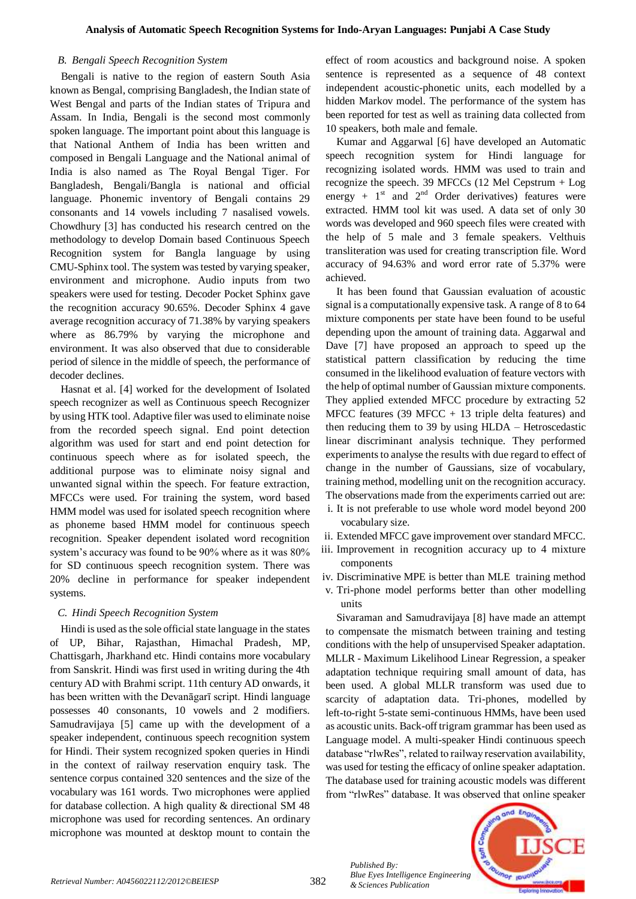### B. Bengali Speech Recognition System

Bengali is native to the region of eastern South Asia known as Bengal, comprising Bangladesh, the Indian state of West Bengal and parts of the Indian states of Tripura and Assam. In India, Bengali is the second most commonly spoken language. The important point about this language is that National Anthem of India has been written and composed in Bengali Language and the National animal of India is also named as The Royal Bengal Tiger. For Bangladesh, Bengali/Bangla is national and official language. Phonemic inventory of Bengali contains 29 consonants and 14 vowels including 7 nasalised vowels. Chowdhury [3] has conducted his research centred on the methodology to develop Domain based Continuous Speech Recognition system for Bangla language by using CMU-Sphinx tool. The system was tested by varying speaker, environment and microphone. Audio inputs from two speakers were used for testing. Decoder Pocket Sphinx gave the recognition accuracy 90.65%. Decoder Sphinx 4 gave average recognition accuracy of 71.38% by varying speakers where as 86.79% by varying the microphone and environment. It was also observed that due to considerable period of silence in the middle of speech, the performance of decoder declines.

Hasnat et al. [4] worked for the development of Isolated speech recognizer as well as Continuous speech Recognizer by using HTK tool. Adaptive filer was used to eliminate noise from the recorded speech signal. End point detection algorithm was used for start and end point detection for continuous speech where as for isolated speech, the additional purpose was to eliminate noisy signal and unwanted signal within the speech. For feature extraction, MFCCs were used. For training the system, word based HMM model was used for isolated speech recognition where as phoneme based HMM model for continuous speech recognition. Speaker dependent isolated word recognition system's accuracy was found to be 90% where as it was 80% for SD continuous speech recognition system. There was 20% decline in performance for speaker independent systems.

### C. Hindi Speech Recognition System

Hindi is used as the sole official state language in the states of UP, Bihar, Rajasthan, Himachal Pradesh, MP, Chattisgarh, Jharkhand etc. Hindi contains more vocabulary from Sanskrit. Hindi was first used in writing during the 4th century AD with Brahmi script. 11th century AD onwards, it has been written with the Devanāgarī script. Hindi language possesses 40 consonants, 10 vowels and 2 modifiers. Samudravijaya [5] came up with the development of a speaker independent, continuous speech recognition system for Hindi. Their system recognized spoken queries in Hindi in the context of railway reservation enquiry task. The sentence corpus contained 320 sentences and the size of the vocabulary was 161 words. Two microphones were applied for database collection. A high quality & directional SM 48 microphone was used for recording sentences. An ordinary microphone was mounted at desktop mount to contain the effect of room acoustics and background noise. A spoken sentence is represented as a sequence of 48 context independent acoustic-phonetic units, each modelled by a hidden Markov model. The performance of the system has been reported for test as well as training data collected from 10 speakers, both male and female.

Kumar and Aggarwal [6] have developed an Automatic speech recognition system for Hindi language for recognizing isolated words. HMM was used to train and recognize the speech. 39 MFCCs (12 Mel Cepstrum + Log energy + 1st and 2nd Order derivatives) features were extracted. HMM tool kit was used. A data set of only 30 words was developed and 960 speech files were created with the help of 5 male and 3 female speakers. Velthuis transliteration was used for creating transcription file. Word accuracy of 94.63% and word error rate of 5.37% were achieved.

It has been found that Gaussian evaluation of acoustic signal is a computationally expensive task. A range of 8 to 64 mixture components per state have been found to be useful depending upon the amount of training data. Aggarwal and Dave [7] have proposed an approach to speed up the statistical pattern classification by reducing the time consumed in the likelihood evaluation of feature vectors with the help of optimal number of Gaussian mixture components. They applied extended MFCC procedure by extracting 52 MFCC features (39 MFCC + 13 triple delta features) and then reducing them to 39 by using HLDA – Hetroscedastic linear discriminant analysis technique. They performed experiments to analyse the results with due regard to effect of change in the number of Gaussians, size of vocabulary, training method, modelling unit on the recognition accuracy. The observations made from the experiments carried out are:

i. It is not preferable to use whole word model beyond 200 vocabulary size.
ii. Extended MFCC gave improvement over standard MFCC.
iii. Improvement in recognition accuracy up to 4 mixture components
iv. Discriminative MPE is better than MLE training method
v. Tri-phone model performs better than other modelling units

Sivaraman and Samudravijaya [8] have made an attempt to compensate the mismatch between training and testing conditions with the help of unsupervised Speaker adaptation. MLLR - Maximum Likelihood Linear Regression, a speaker adaptation technique requiring small amount of data, has been used. A global MLLR transform was used due to scarcity of adaptation data. Tri-phones, modelled by left-to-right 5-state semi-continuous HMMs, have been used as acoustic units. Back-off trigram grammar has been used as Language model. A multi-speaker Hindi continuous speech database "rlwRes", related to railway reservation availability, was used for testing the efficacy of online speaker adaptation. The database used for training acoustic models was different from "rlwRes" database. It was observed that online speaker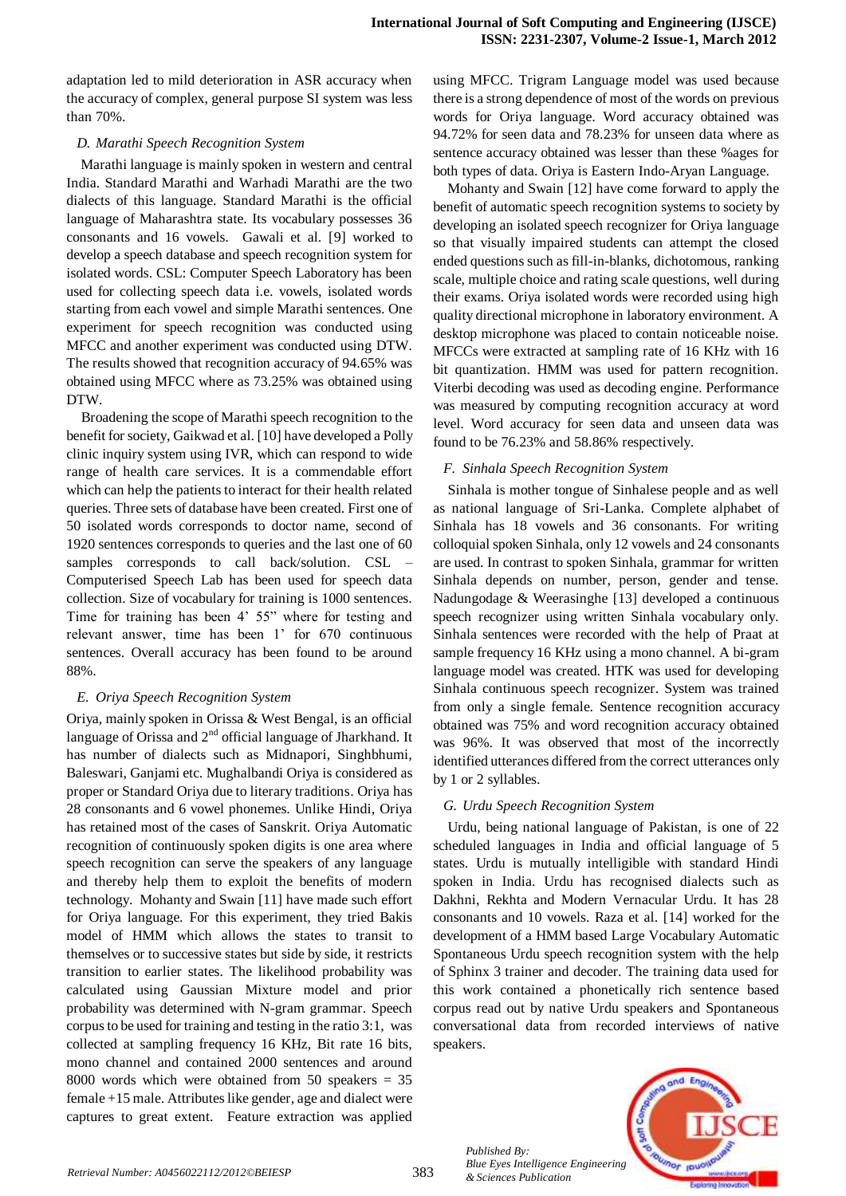adaptation led to mild deterioration in ASR accuracy when the accuracy of complex, general purpose SI system was less than 70%.

### *D. Marathi Speech Recognition System*

Marathi language is mainly spoken in western and central India. Standard Marathi and Warhadi Marathi are the two dialects of this language. Standard Marathi is the official language of Maharashtra state. Its vocabulary possesses 36 consonants and 16 vowels. Gawali et al. [9] worked to develop a speech database and speech recognition system for isolated words. CSL: Computer Speech Laboratory has been used for collecting speech data i.e. vowels, isolated words starting from each vowel and simple Marathi sentences. One experiment for speech recognition was conducted using MFCC and another experiment was conducted using DTW. The results showed that recognition accuracy of 94.65% was obtained using MFCC where as 73.25% was obtained using DTW.

Broadening the scope of Marathi speech recognition to the benefit for society, Gaikwad et al. [10] have developed a Polly clinic inquiry system using IVR, which can respond to wide range of health care services. It is a commendable effort which can help the patients to interact for their health related queries. Three sets of database have been created. First one of 50 isolated words corresponds to doctor name, second of 1920 sentences corresponds to queries and the last one of 60 samples corresponds to call back/solution. CSL – Computerised Speech Lab has been used for speech data collection. Size of vocabulary for training is 1000 sentences. Time for training has been 4' 55" where for testing and relevant answer, time has been 1' for 670 continuous sentences. Overall accuracy has been found to be around 88%.

### *E. Oriya Speech Recognition System*

Oriya, mainly spoken in Orissa & West Bengal, is an official language of Orissa and 2nd official language of Jharkhand. It has number of dialects such as Midnapori, Singhbhumi, Baleswari, Ganjami etc. Mughalbandi Oriya is considered as proper or Standard Oriya due to literary traditions. Oriya has 28 consonants and 6 vowel phonemes. Unlike Hindi, Oriya has retained most of the cases of Sanskrit. Oriya Automatic recognition of continuously spoken digits is one area where speech recognition can serve the speakers of any language and thereby help them to exploit the benefits of modern technology. Mohanty and Swain [11] have made such effort for Oriya language. For this experiment, they tried Bakis model of HMM which allows the states to transit to themselves or to successive states but side by side, it restricts transition to earlier states. The likelihood probability was calculated using Gaussian Mixture model and prior probability was determined with N-gram grammar. Speech corpus to be used for training and testing in the ratio 3:1, was collected at sampling frequency 16 KHz, Bit rate 16 bits, mono channel and contained 2000 sentences and around 8000 words which were obtained from 50 speakers = 35 female +15 male. Attributes like gender, age and dialect were captures to great extent. Feature extraction was applied using MFCC. Trigram Language model was used because there is a strong dependence of most of the words on previous words for Oriya language. Word accuracy obtained was 94.72% for seen data and 78.23% for unseen data where as sentence accuracy obtained was lesser than these %ages for both types of data. Oriya is Eastern Indo-Aryan Language.

Mohanty and Swain [12] have come forward to apply the benefit of automatic speech recognition systems to society by developing an isolated speech recognizer for Oriya language so that visually impaired students can attempt the closed ended questions such as fill-in-blanks, dichotomous, ranking scale, multiple choice and rating scale questions, well during their exams. Oriya isolated words were recorded using high quality directional microphone in laboratory environment. A desktop microphone was placed to contain noticeable noise. MFCCs were extracted at sampling rate of 16 KHz with 16 bit quantization. HMM was used for pattern recognition. Viterbi decoding was used as decoding engine. Performance was measured by computing recognition accuracy at word level. Word accuracy for seen data and unseen data was found to be 76.23% and 58.86% respectively.

### *F. Sinhala Speech Recognition System*

Sinhala is mother tongue of Sinhalese people and as well as national language of Sri-Lanka. Complete alphabet of Sinhala has 18 vowels and 36 consonants. For writing colloquial spoken Sinhala, only 12 vowels and 24 consonants are used. In contrast to spoken Sinhala, grammar for written Sinhala depends on number, person, gender and tense. Nadungodage & Weerasinghe [13] developed a continuous speech recognizer using written Sinhala vocabulary only. Sinhala sentences were recorded with the help of Praat at sample frequency 16 KHz using a mono channel. A bi-gram language model was created. HTK was used for developing Sinhala continuous speech recognizer. System was trained from only a single female. Sentence recognition accuracy obtained was 75% and word recognition accuracy obtained was 96%. It was observed that most of the incorrectly identified utterances differed from the correct utterances only by 1 or 2 syllables.

### *G. Urdu Speech Recognition System*

Urdu, being national language of Pakistan, is one of 22 scheduled languages in India and official language of 5 states. Urdu is mutually intelligible with standard Hindi spoken in India. Urdu has recognised dialects such as Dakhni, Rekhta and Modern Vernacular Urdu. It has 28 consonants and 10 vowels. Raza et al. [14] worked for the development of a HMM based Large Vocabulary Automatic Spontaneous Urdu speech recognition system with the help of Sphinx 3 trainer and decoder. The training data used for this work contained a phonetically rich sentence based corpus read out by native Urdu speakers and Spontaneous conversational data from recorded interviews of native speakers.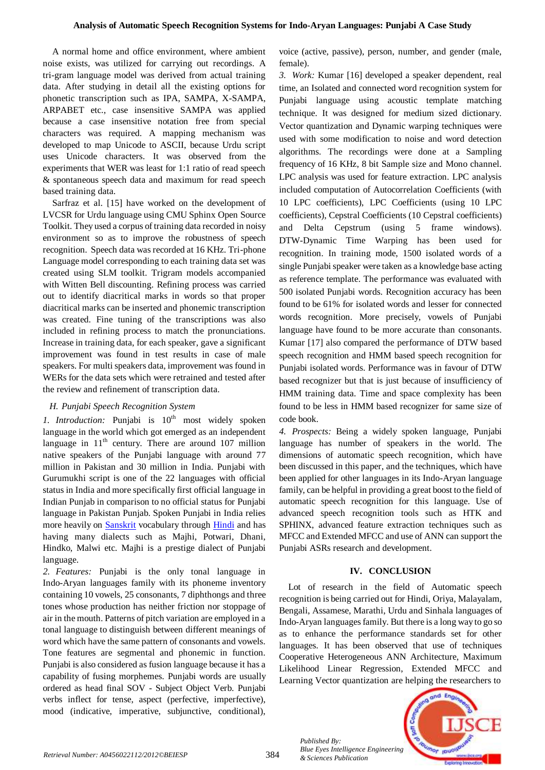A normal home and office environment, where ambient noise exists, was utilized for carrying out recordings. A tri-gram language model was derived from actual training data. After studying in detail all the existing options for phonetic transcription such as IPA, SAMPA, X-SAMPA, ARPABET etc., case insensitive SAMPA was applied because a case insensitive notation free from special characters was required. A mapping mechanism was developed to map Unicode to ASCII, because Urdu script uses Unicode characters. It was observed from the experiments that WER was least for 1:1 ratio of read speech & spontaneous speech data and maximum for read speech based training data.

Sarfraz et al. [15] have worked on the development of LVCSR for Urdu language using CMU Sphinx Open Source Toolkit. They used a corpus of training data recorded in noisy environment so as to improve the robustness of speech recognition. Speech data was recorded at 16 KHz. Tri-phone Language model corresponding to each training data set was created using SLM toolkit. Trigram models accompanied with Witten Bell discounting. Refining process was carried out to identify diacritical marks in words so that proper diacritical marks can be inserted and phonemic transcription was created. Fine tuning of the transcriptions was also included in refining process to match the pronunciations. Increase in training data, for each speaker, gave a significant improvement was found in test results in case of male speakers. For multi speakers data, improvement was found in WERs for the data sets which were retrained and tested after the review and refinement of transcription data.

### *H. Punjabi Speech Recognition System*

*1. Introduction:* Punjabi is 10th most widely spoken language in the world which got emerged as an independent language in 11th century. There are around 107 million native speakers of the Punjabi language with around 77 million in Pakistan and 30 million in India. Punjabi with Gurumukhi script is one of the 22 languages with official status in India and more specifically first official language in Indian Punjab in comparison to no official status for Punjabi language in Pakistan Punjab. Spoken Punjabi in India relies more heavily on Sanskrit vocabulary through Hindi and has having many dialects such as Majhi, Potwari, Dhani, Hindko, Malwi etc. Majhi is a prestige dialect of Punjabi language.

*2. Features:* Punjabi is the only tonal language in Indo-Aryan languages family with its phoneme inventory containing 10 vowels, 25 consonants, 7 diphthongs and three tones whose production has neither friction nor stoppage of air in the mouth. Patterns of pitch variation are employed in a tonal language to distinguish between different meanings of word which have the same pattern of consonants and vowels. Tone features are segmental and phonemic in function. Punjabi is also considered as fusion language because it has a capability of fusing morphemes. Punjabi words are usually ordered as head final SOV - Subject Object Verb. Punjabi verbs inflect for tense, aspect (perfective, imperfective), mood (indicative, imperative, subjunctive, conditional), voice (active, passive), person, number, and gender (male, female).

*3. Work:* Kumar [16] developed a speaker dependent, real time, an Isolated and connected word recognition system for Punjabi language using acoustic template matching technique. It was designed for medium sized dictionary. Vector quantization and Dynamic warping techniques were used with some modification to noise and word detection algorithms. The recordings were done at a Sampling frequency of 16 KHz, 8 bit Sample size and Mono channel. LPC analysis was used for feature extraction. LPC analysis included computation of Autocorrelation Coefficients (with 10 LPC coefficients), LPC Coefficients (using 10 LPC coefficients), Cepstral Coefficients (10 Cepstral coefficients) and Delta Cepstrum (using 5 frame windows). DTW-Dynamic Time Warping has been used for recognition. In training mode, 1500 isolated words of a single Punjabi speaker were taken as a knowledge base acting as reference template. The performance was evaluated with 500 isolated Punjabi words. Recognition accuracy has been found to be 61% for isolated words and lesser for connected words recognition. More precisely, vowels of Punjabi language have found to be more accurate than consonants. Kumar [17] also compared the performance of DTW based speech recognition and HMM based speech recognition for Punjabi isolated words. Performance was in favour of DTW based recognizer but that is just because of insufficiency of HMM training data. Time and space complexity has been found to be less in HMM based recognizer for same size of code book.

*4. Prospects:* Being a widely spoken language, Punjabi language has number of speakers in the world. The dimensions of automatic speech recognition, which have been discussed in this paper, and the techniques, which have been applied for other languages in its Indo-Aryan language family, can be helpful in providing a great boost to the field of automatic speech recognition for this language. Use of advanced speech recognition tools such as HTK and SPHINX, advanced feature extraction techniques such as MFCC and Extended MFCC and use of ANN can support the Punjabi ASRs research and development.

## IV. CONCLUSION

Lot of research in the field of Automatic speech recognition is being carried out for Hindi, Oriya, Malayalam, Bengali, Assamese, Marathi, Urdu and Sinhala languages of Indo-Aryan languages family. But there is a long way to go so as to enhance the performance standards set for other languages. It has been observed that use of techniques Cooperative Heterogeneous ANN Architecture, Maximum Likelihood Linear Regression, Extended MFCC and Learning Vector quantization are helping the researchers to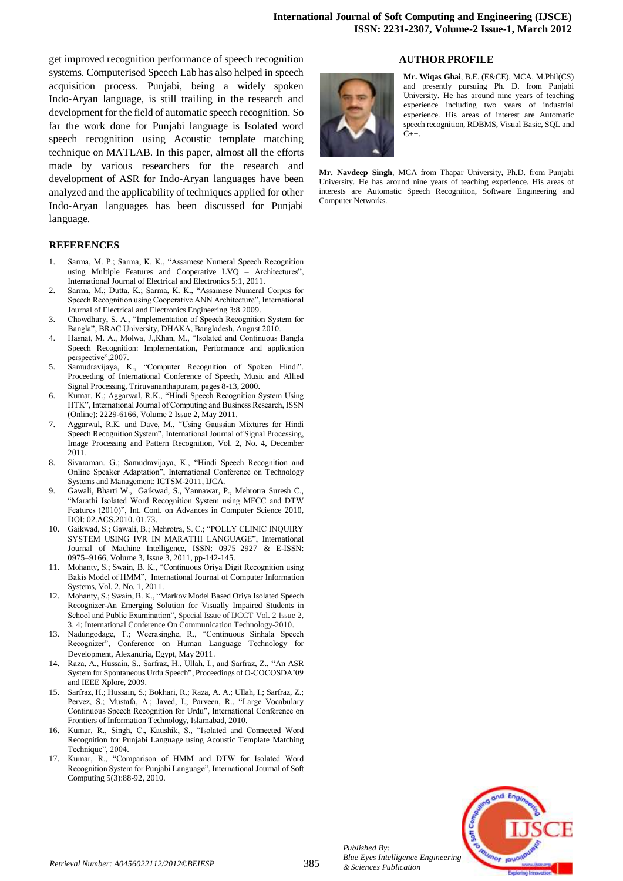get improved recognition performance of speech recognition systems. Computerised Speech Lab has also helped in speech acquisition process. Punjabi, being a widely spoken Indo-Aryan language, is still trailing in the research and development for the field of automatic speech recognition. So far the work done for Punjabi language is Isolated word speech recognition using Acoustic template matching technique on MATLAB. In this paper, almost all the efforts made by various researchers for the research and development of ASR for Indo-Aryan languages have been analyzed and the applicability of techniques applied for other Indo-Aryan languages has been discussed for Punjabi language.

## REFERENCES

1. Sarma, M. P.; Sarma, K. K., "Assamese Numeral Speech Recognition using Multiple Features and Cooperative LVQ – Architectures", International Journal of Electrical and Electronics 5:1, 2011.
2. Sarma, M.; Dutta, K.; Sarma, K. K., "Assamese Numeral Corpus for Speech Recognition using Cooperative ANN Architecture", International Journal of Electrical and Electronics Engineering 3:8 2009.
3. Chowdhury, S. A., "Implementation of Speech Recognition System for Bangla", BRAC University, DHAKA, Bangladesh, August 2010.
4. Hasnat, M. A., Molwa, J.,Khan, M., "Isolated and Continuous Bangla Speech Recognition: Implementation, Performance and application perspective",2007.
5. Samudravijaya, K., "Computer Recognition of Spoken Hindi". Proceeding of International Conference of Speech, Music and Allied Signal Processing, Triruvananthapuram, pages 8-13, 2000.
6. Kumar, K.; Aggarwal, R.K., "Hindi Speech Recognition System Using HTK", International Journal of Computing and Business Research, ISSN (Online): 2229-6166, Volume 2 Issue 2, May 2011.
7. Aggarwal, R.K. and Dave, M., "Using Gaussian Mixtures for Hindi Speech Recognition System", International Journal of Signal Processing, Image Processing and Pattern Recognition, Vol. 2, No. 4, December 2011.
8. Sivaraman. G.; Samudravijaya, K., "Hindi Speech Recognition and Online Speaker Adaptation", International Conference on Technology Systems and Management: ICTSM-2011, IJCA.
9. Gawali, Bharti W., Gaikwad, S., Yannawar, P., Mehrotra Suresh C., "Marathi Isolated Word Recognition System using MFCC and DTW Features (2010)", Int. Conf. on Advances in Computer Science 2010, DOI: 02.ACS.2010. 01.73.
10. Gaikwad, S.; Gawali, B.; Mehrotra, S. C.; "POLLY CLINIC INQUIRY SYSTEM USING IVR IN MARATHI LANGUAGE", International Journal of Machine Intelligence, ISSN: 0975–2927 & E-ISSN: 0975–9166, Volume 3, Issue 3, 2011, pp-142-145.
11. Mohanty, S.; Swain, B. K., "Continuous Oriya Digit Recognition using Bakis Model of HMM", International Journal of Computer Information Systems, Vol. 2, No. 1, 2011.
12. Mohanty, S.; Swain, B. K., "Markov Model Based Oriya Isolated Speech Recognizer-An Emerging Solution for Visually Impaired Students in School and Public Examination", Special Issue of IJCCT Vol. 2 Issue 2, 3, 4; International Conference On Communication Technology-2010.
13. Nadungodage, T.; Weerasinghe, R., "Continuous Sinhala Speech Recognizer", Conference on Human Language Technology for Development, Alexandria, Egypt, May 2011.
14. Raza, A., Hussain, S., Sarfraz, H., Ullah, I., and Sarfraz, Z., "An ASR System for Spontaneous Urdu Speech", Proceedings of O-COCOSDA'09 and IEEE Xplore, 2009.
15. Sarfraz, H.; Hussain, S.; Bokhari, R.; Raza, A. A.; Ullah, I.; Sarfraz, Z.; Pervez, S.; Mustafa, A.; Javed, I.; Parveen, R., "Large Vocabulary Continuous Speech Recognition for Urdu", International Conference on Frontiers of Information Technology, Islamabad, 2010.
16. Kumar, R., Singh, C., Kaushik, S., "Isolated and Connected Word Recognition for Punjabi Language using Acoustic Template Matching Technique", 2004.
17. Kumar, R., "Comparison of HMM and DTW for Isolated Word Recognition System for Punjabi Language", International Journal of Soft Computing 5(3):88-92, 2010.

## AUTHOR PROFILE

**Mr. Wiqas Ghai**, B.E. (E&CE), MCA, M.Phil(CS) and presently pursuing Ph. D. from Punjabi University. He has around nine years of teaching experience including two years of industrial experience. His areas of interest are Automatic speech recognition, RDBMS, Visual Basic, SQL and C++.

**Mr. Navdeep Singh**, MCA from Thapar University, Ph.D. from Punjabi University. He has around nine years of teaching experience. His areas of interests are Automatic Speech Recognition, Software Engineering and Computer Networks.